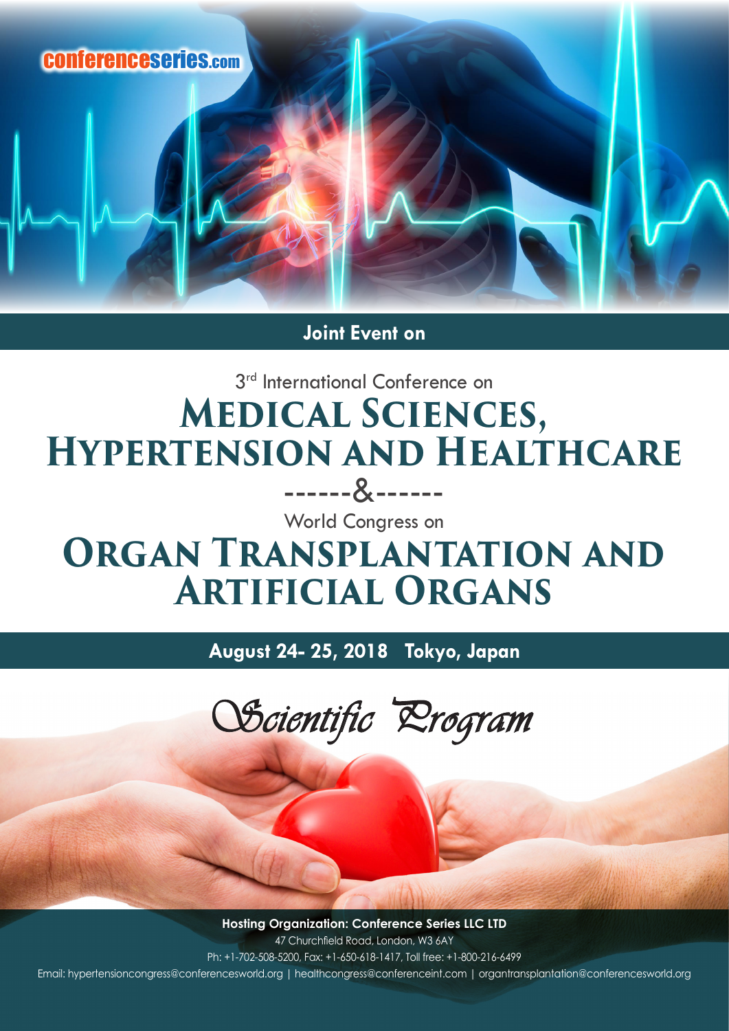conferenceseries.com

**Joint Event on**

3rd International Conference on

# MEDICAL SCIENCES, HYPERTENSION AND HEALTHCARE

------&------

World Congress on

# ORGAN TRANSPLANTATION AND ARTIFICIAL ORGANS

**August 24- 25, 2018 Tokyo, Japan**

## *Scientific Program*

**Hosting Organization: Conference Series LLC LTD**

47 Churchfield Road, London, W3 6AY

Ph: +1-702-508-5200, Fax: +1-650-618-1417, Toll free: +1-800-216-6499

Email: hypertensioncongress@conferencesworld.org | healthcongress@conferenceint.com | organtransplantation@conferencesworld.org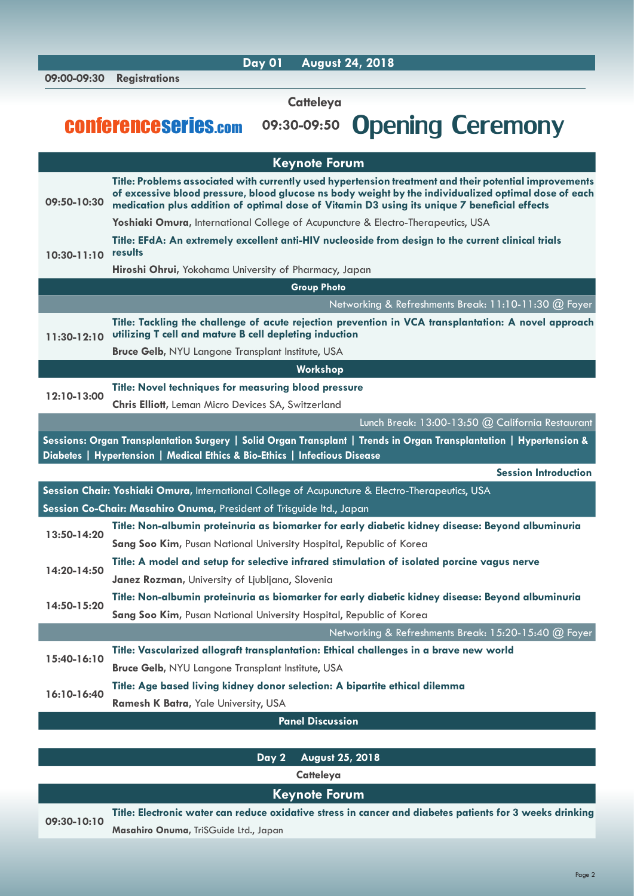## Day 01 August 24, 2018

**09:00-09:30 Registrations**

**Catteleya**

conferenceseries.com **09:30-09:50 Opening Ceremony**

### Keynote Forum

**09:50-10:30**
**Title: Problems associated with currently used hypertension treatment and their potential improvements of excessive blood pressure, blood glucose ns body weight by the individualized optimal dose of each medication plus addition of optimal dose of Vitamin D3 using its unique 7 beneficial effects**
**Yoshiaki Omura**, International College of Acupuncture & Electro-Therapeutics, USA

**10:30-11:10**
**Title: EFdA: An extremely excellent anti-HIV nucleoside from design to the current clinical trials results**
**Hiroshi Ohrui**, Yokohama University of Pharmacy, Japan

**Group Photo**

Networking & Refreshments Break: 11:10-11:30 @ Foyer

**11:30-12:10**
**Title: Tackling the challenge of acute rejection prevention in VCA transplantation: A novel approach utilizing T cell and mature B cell depleting induction**
**Bruce Gelb**, NYU Langone Transplant Institute, USA

### Workshop

**12:10-13:00**
**Title: Novel techniques for measuring blood pressure**
**Chris Elliott**, Leman Micro Devices SA, Switzerland

Lunch Break: 13:00-13:50 @ California Restaurant

**Sessions: Organ Transplantation Surgery | Solid Organ Transplant | Trends in Organ Transplantation | Hypertension & Diabetes | Hypertension | Medical Ethics & Bio-Ethics | Infectious Disease**

**Session Introduction**

**Session Chair: Yoshiaki Omura**, International College of Acupuncture & Electro-Therapeutics, USA

**Session Co-Chair: Masahiro Onuma**, President of Trisguide ltd., Japan

**13:50-14:20**
**Title: Non-albumin proteinuria as biomarker for early diabetic kidney disease: Beyond albuminuria**
**Sang Soo Kim**, Pusan National University Hospital, Republic of Korea

**14:20-14:50**
**Title: A model and setup for selective infrared stimulation of isolated porcine vagus nerve**
**Janez Rozman**, University of Ljubljana, Slovenia

**14:50-15:20**
**Title: Non-albumin proteinuria as biomarker for early diabetic kidney disease: Beyond albuminuria**
**Sang Soo Kim**, Pusan National University Hospital, Republic of Korea

Networking & Refreshments Break: 15:20-15:40 @ Foyer

**15:40-16:10**
**Title: Vascularized allograft transplantation: Ethical challenges in a brave new world**
**Bruce Gelb**, NYU Langone Transplant Institute, USA

**16:10-16:40**
**Title: Age based living kidney donor selection: A bipartite ethical dilemma**
**Ramesh K Batra**, Yale University, USA

**Panel Discussion**

## Day 2 August 25, 2018

**Catteleya**

### Keynote Forum

**09:30-10:10**
**Title: Electronic water can reduce oxidative stress in cancer and diabetes patients for 3 weeks drinking**
**Masahiro Onuma**, TriSGuide Ltd., Japan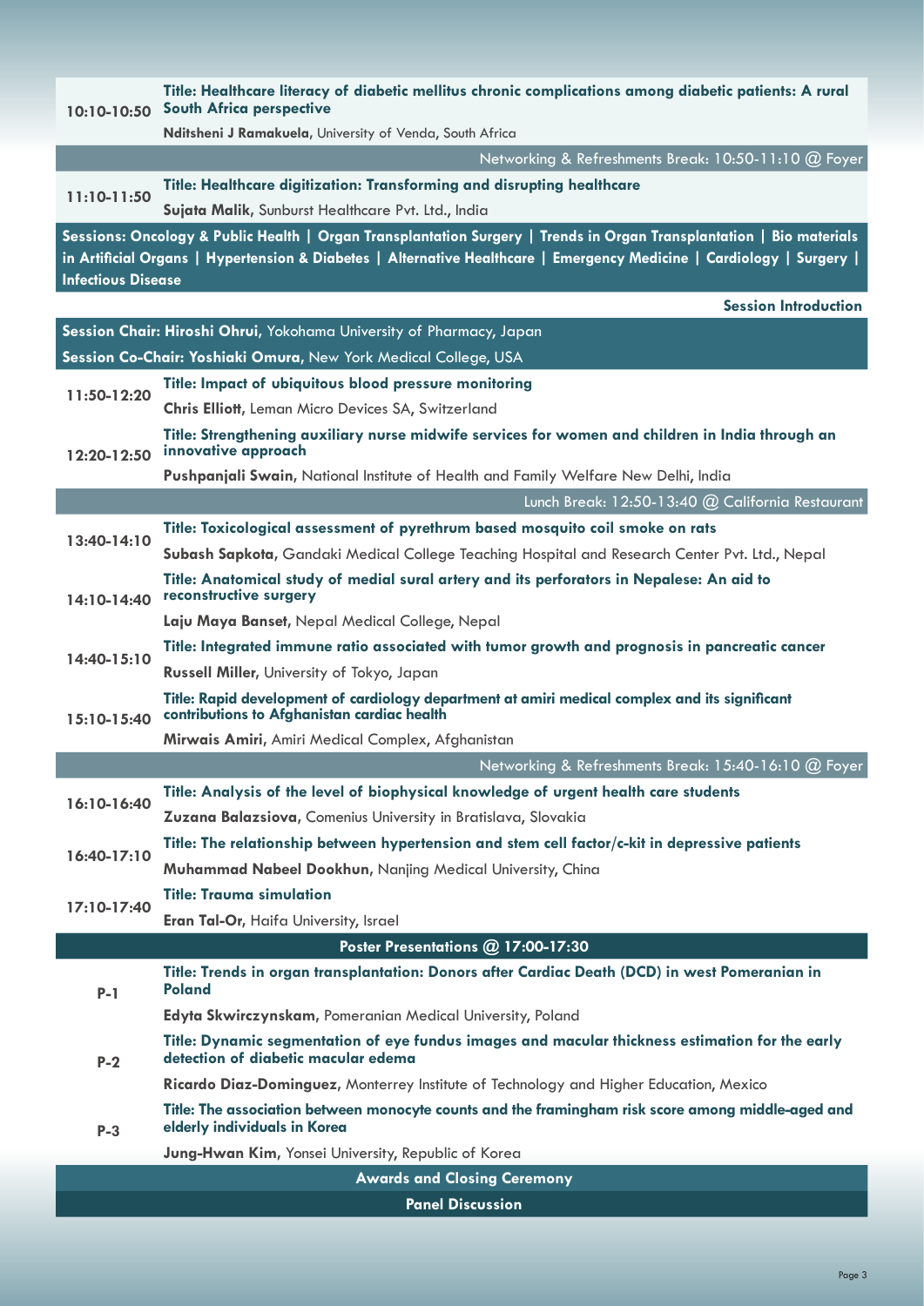| | |
|---|---|
| **10:10-10:50** | **Title: Healthcare literacy of diabetic mellitus chronic complications among diabetic patients: A rural South Africa perspective**<br>**Nditsheni J Ramakuela**, University of Venda, South Africa |
| | Networking & Refreshments Break: 10:50-11:10 @ Foyer |
| **11:10-11:50** | **Title: Healthcare digitization: Transforming and disrupting healthcare**<br>**Sujata Malik**, Sunburst Healthcare Pvt. Ltd., India |

**Sessions: Oncology & Public Health | Organ Transplantation Surgery | Trends in Organ Transplantation | Bio materials in Artificial Organs | Hypertension & Diabetes | Alternative Healthcare | Emergency Medicine | Cardiology | Surgery | Infectious Disease**

**Session Introduction**

**Session Chair: Hiroshi Ohrui**, Yokohama University of Pharmacy, Japan

**Session Co-Chair: Yoshiaki Omura**, New York Medical College, USA

| | |
|---|---|
| **11:50-12:20** | **Title: Impact of ubiquitous blood pressure monitoring**<br>**Chris Elliott**, Leman Micro Devices SA, Switzerland |
| **12:20-12:50** | **Title: Strengthening auxiliary nurse midwife services for women and children in India through an innovative approach**<br>**Pushpanjali Swain**, National Institute of Health and Family Welfare New Delhi, India |
| | Lunch Break: 12:50-13:40 @ California Restaurant |
| **13:40-14:10** | **Title: Toxicological assessment of pyrethrum based mosquito coil smoke on rats**<br>**Subash Sapkota**, Gandaki Medical College Teaching Hospital and Research Center Pvt. Ltd., Nepal |
| **14:10-14:40** | **Title: Anatomical study of medial sural artery and its perforators in Nepalese: An aid to reconstructive surgery**<br>**Laju Maya Banset**, Nepal Medical College, Nepal |
| **14:40-15:10** | **Title: Integrated immune ratio associated with tumor growth and prognosis in pancreatic cancer**<br>**Russell Miller**, University of Tokyo, Japan |
| **15:10-15:40** | **Title: Rapid development of cardiology department at amiri medical complex and its significant contributions to Afghanistan cardiac health**<br>**Mirwais Amiri**, Amiri Medical Complex, Afghanistan |
| | Networking & Refreshments Break: 15:40-16:10 @ Foyer |
| **16:10-16:40** | **Title: Analysis of the level of biophysical knowledge of urgent health care students**<br>**Zuzana Balazsiova**, Comenius University in Bratislava, Slovakia |
| **16:40-17:10** | **Title: The relationship between hypertension and stem cell factor/c-kit in depressive patients**<br>**Muhammad Nabeel Dookhun**, Nanjing Medical University, China |
| **17:10-17:40** | **Title: Trauma simulation**<br>**Eran Tal-Or**, Haifa University, Israel |

**Poster Presentations @ 17:00-17:30**

| | |
|---|---|
| **P-1** | **Title: Trends in organ transplantation: Donors after Cardiac Death (DCD) in west Pomeranian in Poland**<br>**Edyta Skwirczynskam**, Pomeranian Medical University, Poland |
| **P-2** | **Title: Dynamic segmentation of eye fundus images and macular thickness estimation for the early detection of diabetic macular edema**<br>**Ricardo Diaz-Dominguez**, Monterrey Institute of Technology and Higher Education, Mexico |
| **P-3** | **Title: The association between monocyte counts and the framingham risk score among middle-aged and elderly individuals in Korea**<br>**Jung-Hwan Kim**, Yonsei University, Republic of Korea |

**Awards and Closing Ceremony**

**Panel Discussion**